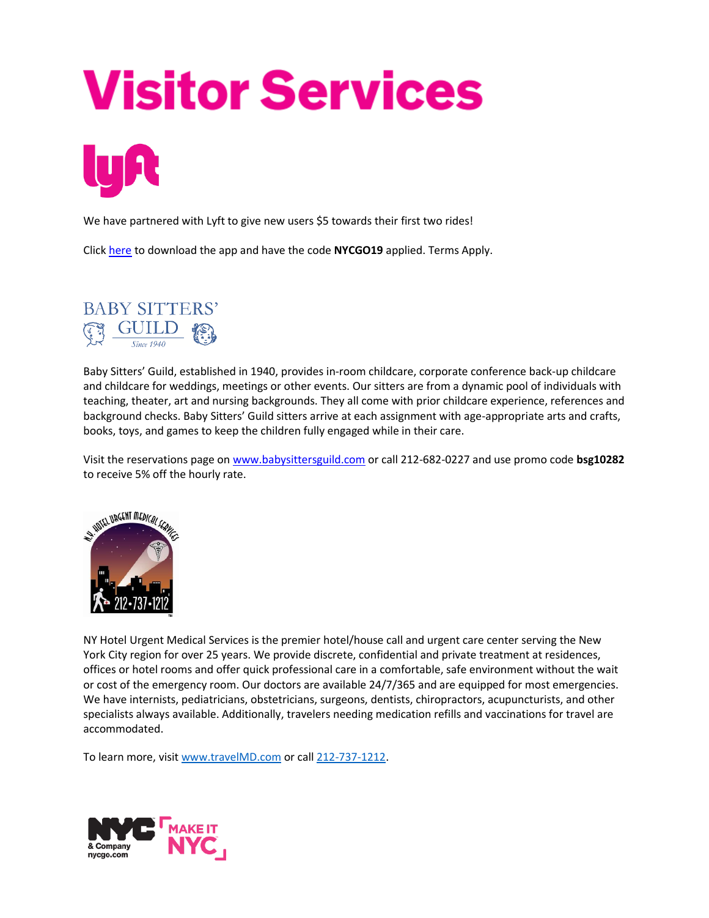# Visitor Services

We have partnered with Lyft to give new users $5 towards their first two rides!

Click here to download the app and have the code **NYCGO19** applied. Terms Apply.

Baby Sitters' Guild, established in 1940, provides in-room childcare, corporate conference back-up childcare and childcare for weddings, meetings or other events. Our sitters are from a dynamic pool of individuals with teaching, theater, art and nursing backgrounds. They all come with prior childcare experience, references and background checks. Baby Sitters' Guild sitters arrive at each assignment with age-appropriate arts and crafts, books, toys, and games to keep the children fully engaged while in their care.

Visit the reservations page on www.babysittersguild.com or call 212-682-0227 and use promo code **bsg10282** to receive 5% off the hourly rate.

NY Hotel Urgent Medical Services is the premier hotel/house call and urgent care center serving the New York City region for over 25 years. We provide discrete, confidential and private treatment at residences, offices or hotel rooms and offer quick professional care in a comfortable, safe environment without the wait or cost of the emergency room. Our doctors are available 24/7/365 and are equipped for most emergencies. We have internists, pediatricians, obstetricians, surgeons, dentists, chiropractors, acupuncturists, and other specialists always available. Additionally, travelers needing medication refills and vaccinations for travel are accommodated.

To learn more, visit www.travelMD.com or call 212-737-1212.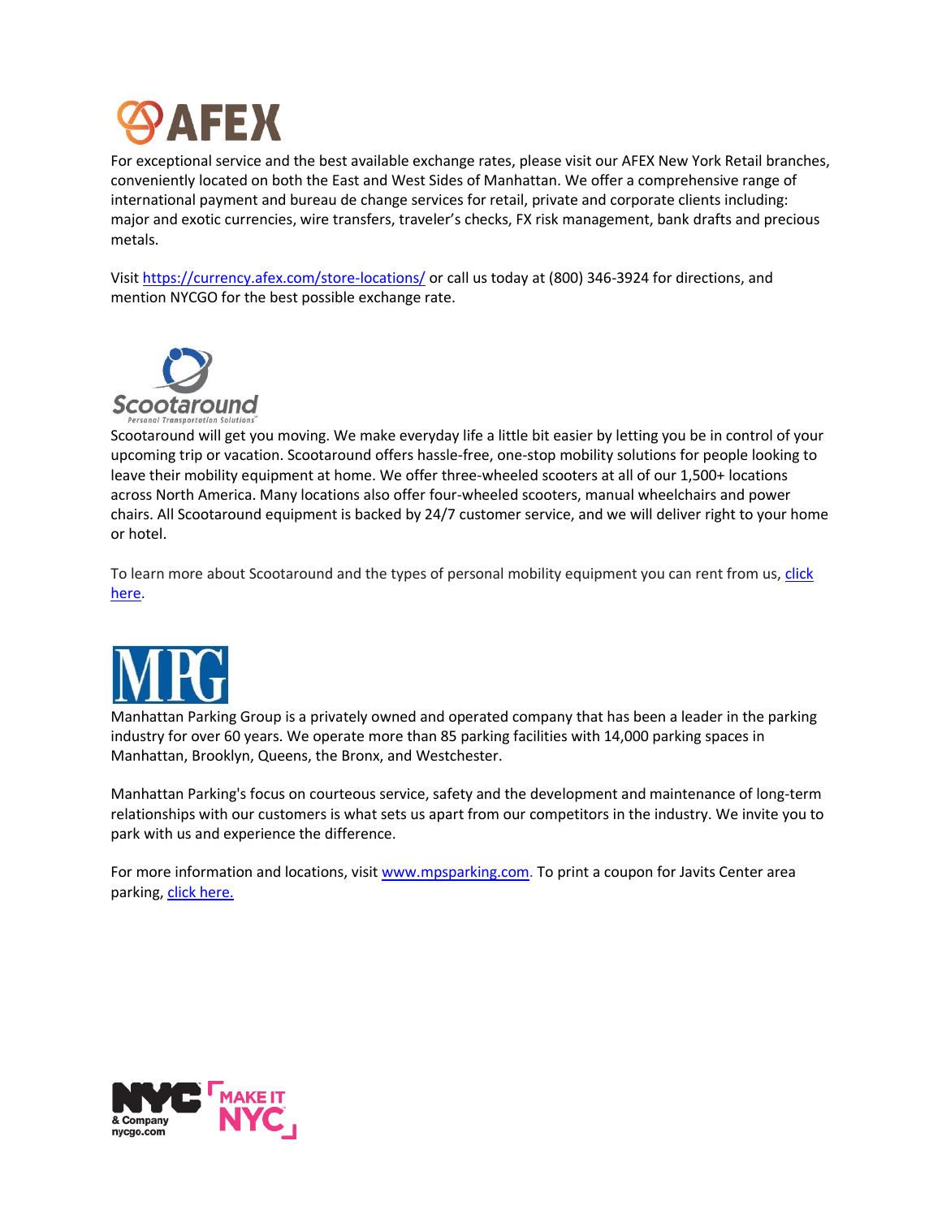AFEX

For exceptional service and the best available exchange rates, please visit our AFEX New York Retail branches, conveniently located on both the East and West Sides of Manhattan. We offer a comprehensive range of international payment and bureau de change services for retail, private and corporate clients including: major and exotic currencies, wire transfers, traveler's checks, FX risk management, bank drafts and precious metals.

Visit https://currency.afex.com/store-locations/ or call us today at (800) 346-3924 for directions, and mention NYCGO for the best possible exchange rate.

Scootaround

Personal Transportation Solutions

Scootaround will get you moving. We make everyday life a little bit easier by letting you be in control of your upcoming trip or vacation. Scootaround offers hassle-free, one-stop mobility solutions for people looking to leave their mobility equipment at home. We offer three-wheeled scooters at all of our 1,500+ locations across North America. Many locations also offer four-wheeled scooters, manual wheelchairs and power chairs. All Scootaround equipment is backed by 24/7 customer service, and we will deliver right to your home or hotel.

To learn more about Scootaround and the types of personal mobility equipment you can rent from us, click here.

MPG

Manhattan Parking Group is a privately owned and operated company that has been a leader in the parking industry for over 60 years. We operate more than 85 parking facilities with 14,000 parking spaces in Manhattan, Brooklyn, Queens, the Bronx, and Westchester.

Manhattan Parking's focus on courteous service, safety and the development and maintenance of long-term relationships with our customers is what sets us apart from our competitors in the industry. We invite you to park with us and experience the difference.

For more information and locations, visit www.mpsparking.com. To print a coupon for Javits Center area parking, click here.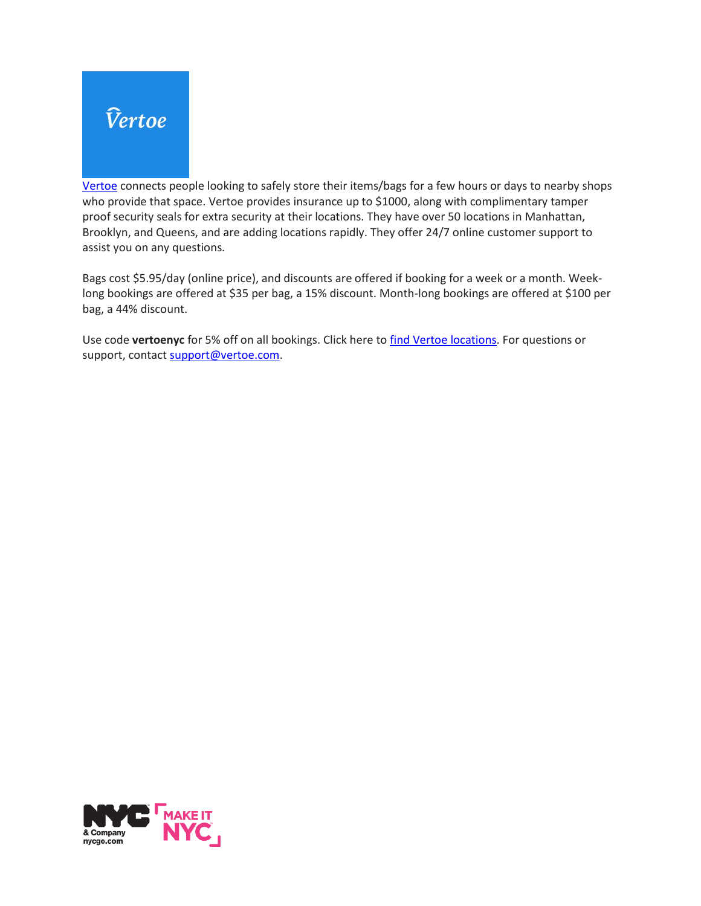Vertoe connects people looking to safely store their items/bags for a few hours or days to nearby shops who provide that space. Vertoe provides insurance up to $1000, along with complimentary tamper proof security seals for extra security at their locations. They have over 50 locations in Manhattan, Brooklyn, and Queens, and are adding locations rapidly. They offer 24/7 online customer support to assist you on any questions.

Bags cost $5.95/day (online price), and discounts are offered if booking for a week or a month. Week-long bookings are offered at $35 per bag, a 15% discount. Month-long bookings are offered at $100 per bag, a 44% discount.

Use code **vertoenyc** for 5% off on all bookings. Click here to find Vertoe locations. For questions or support, contact support@vertoe.com.